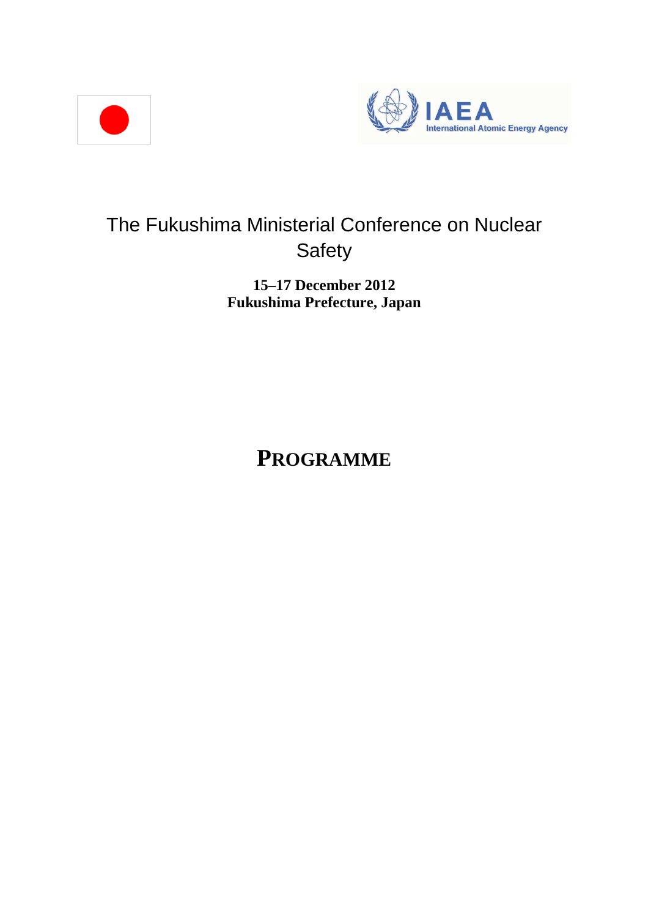IAEA
International Atomic Energy Agency

# The Fukushima Ministerial Conference on Nuclear Safety

**15–17 December 2012**
**Fukushima Prefecture, Japan**

## PROGRAMME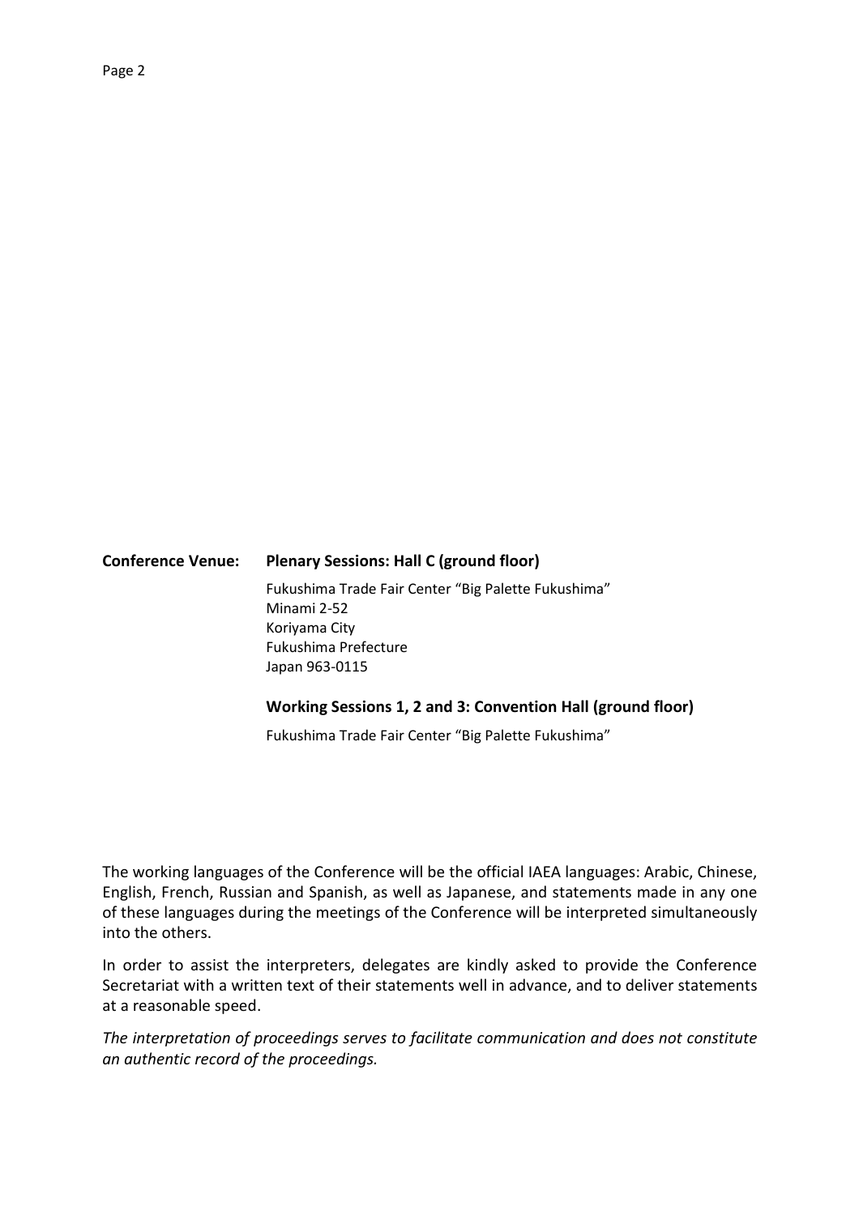**Conference Venue:** **Plenary Sessions: Hall C (ground floor)**

Fukushima Trade Fair Center “Big Palette Fukushima”
Minami 2-52
Koriyama City
Fukushima Prefecture
Japan 963-0115

**Working Sessions 1, 2 and 3: Convention Hall (ground floor)**

Fukushima Trade Fair Center “Big Palette Fukushima”

The working languages of the Conference will be the official IAEA languages: Arabic, Chinese, English, French, Russian and Spanish, as well as Japanese, and statements made in any one of these languages during the meetings of the Conference will be interpreted simultaneously into the others.

In order to assist the interpreters, delegates are kindly asked to provide the Conference Secretariat with a written text of their statements well in advance, and to deliver statements at a reasonable speed.

*The interpretation of proceedings serves to facilitate communication and does not constitute an authentic record of the proceedings.*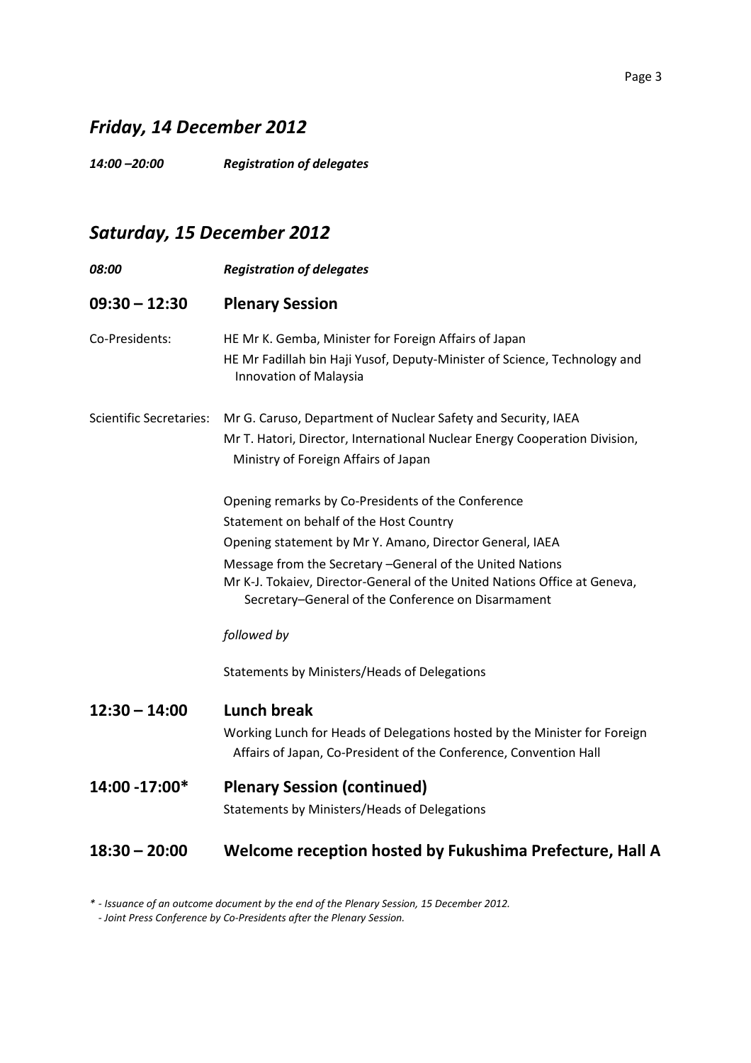## *Friday, 14 December 2012*

***14:00 –20:00*** ***Registration of delegates***

## *Saturday, 15 December 2012*

***08:00*** ***Registration of delegates***

### 09:30 – 12:30 Plenary Session

Co-Presidents: HE Mr K. Gemba, Minister for Foreign Affairs of Japan
HE Mr Fadillah bin Haji Yusof, Deputy-Minister of Science, Technology and Innovation of Malaysia

Scientific Secretaries: Mr G. Caruso, Department of Nuclear Safety and Security, IAEA
Mr T. Hatori, Director, International Nuclear Energy Cooperation Division, Ministry of Foreign Affairs of Japan

Opening remarks by Co-Presidents of the Conference
Statement on behalf of the Host Country
Opening statement by Mr Y. Amano, Director General, IAEA
Message from the Secretary –General of the United Nations
Mr K-J. Tokaiev, Director-General of the United Nations Office at Geneva, Secretary–General of the Conference on Disarmament

*followed by*

Statements by Ministers/Heads of Delegations

### 12:30 – 14:00 Lunch break

Working Lunch for Heads of Delegations hosted by the Minister for Foreign Affairs of Japan, Co-President of the Conference, Convention Hall

### 14:00 -17:00* Plenary Session (continued)

Statements by Ministers/Heads of Delegations

### 18:30 – 20:00 Welcome reception hosted by Fukushima Prefecture, Hall A

*\* - Issuance of an outcome document by the end of the Plenary Session, 15 December 2012.*
*- Joint Press Conference by Co-Presidents after the Plenary Session.*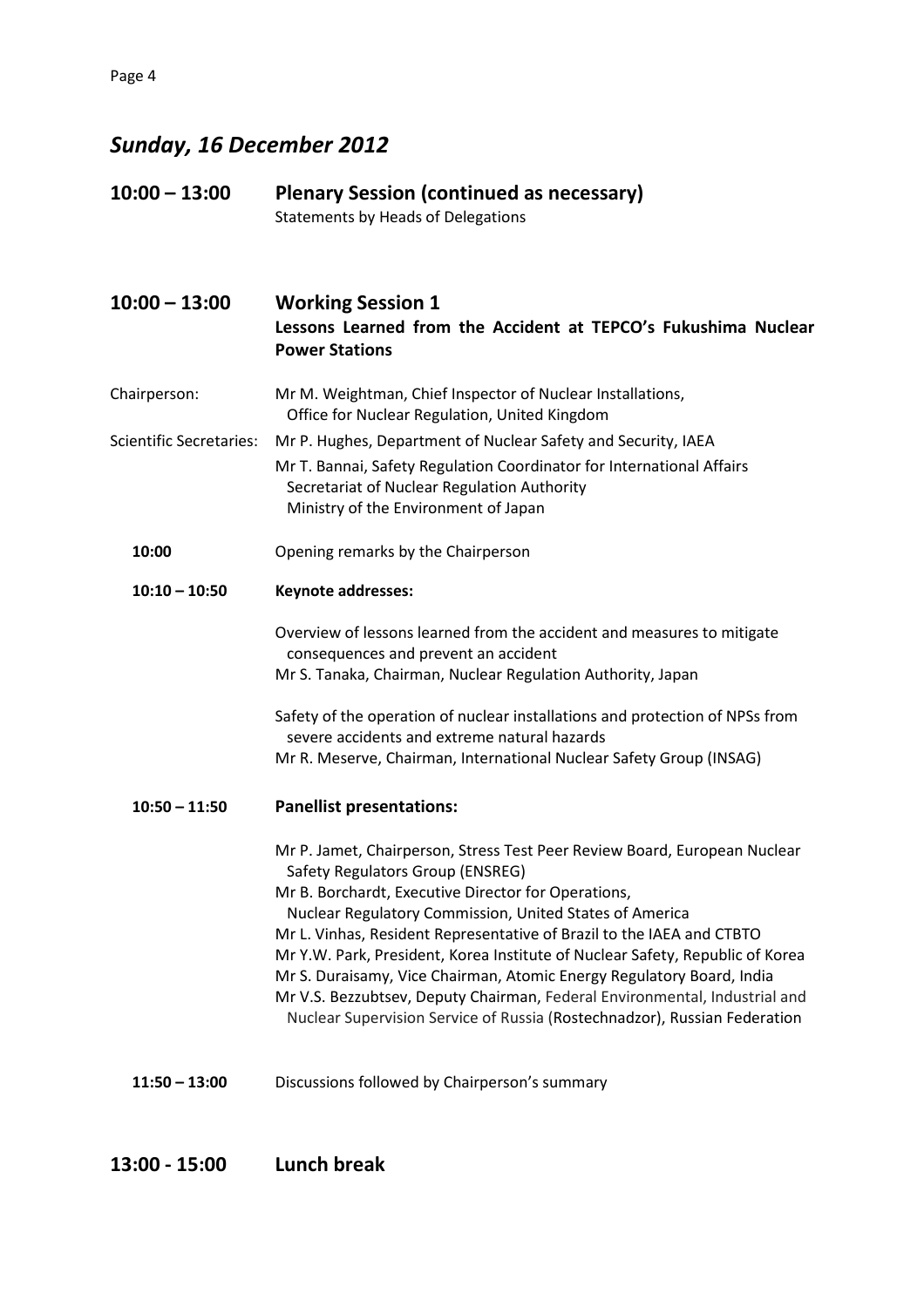## *Sunday, 16 December 2012*

### 10:00 – 13:00 Plenary Session (continued as necessary)

Statements by Heads of Delegations

### 10:00 – 13:00 Working Session 1

**Lessons Learned from the Accident at TEPCO's Fukushima Nuclear Power Stations**

Chairperson: Mr M. Weightman, Chief Inspector of Nuclear Installations, Office for Nuclear Regulation, United Kingdom

Scientific Secretaries: Mr P. Hughes, Department of Nuclear Safety and Security, IAEA

Mr T. Bannai, Safety Regulation Coordinator for International Affairs Secretariat of Nuclear Regulation Authority Ministry of the Environment of Japan

**10:00** Opening remarks by the Chairperson

**10:10 – 10:50 Keynote addresses:**

Overview of lessons learned from the accident and measures to mitigate consequences and prevent an accident
Mr S. Tanaka, Chairman, Nuclear Regulation Authority, Japan

Safety of the operation of nuclear installations and protection of NPSs from severe accidents and extreme natural hazards
Mr R. Meserve, Chairman, International Nuclear Safety Group (INSAG)

**10:50 – 11:50 Panellist presentations:**

Mr P. Jamet, Chairperson, Stress Test Peer Review Board, European Nuclear Safety Regulators Group (ENSREG)
Mr B. Borchardt, Executive Director for Operations, Nuclear Regulatory Commission, United States of America
Mr L. Vinhas, Resident Representative of Brazil to the IAEA and CTBTO
Mr Y.W. Park, President, Korea Institute of Nuclear Safety, Republic of Korea
Mr S. Duraisamy, Vice Chairman, Atomic Energy Regulatory Board, India
Mr V.S. Bezzubtsev, Deputy Chairman, Federal Environmental, Industrial and Nuclear Supervision Service of Russia (Rostechnadzor), Russian Federation

**11:50 – 13:00** Discussions followed by Chairperson's summary

### 13:00 - 15:00 Lunch break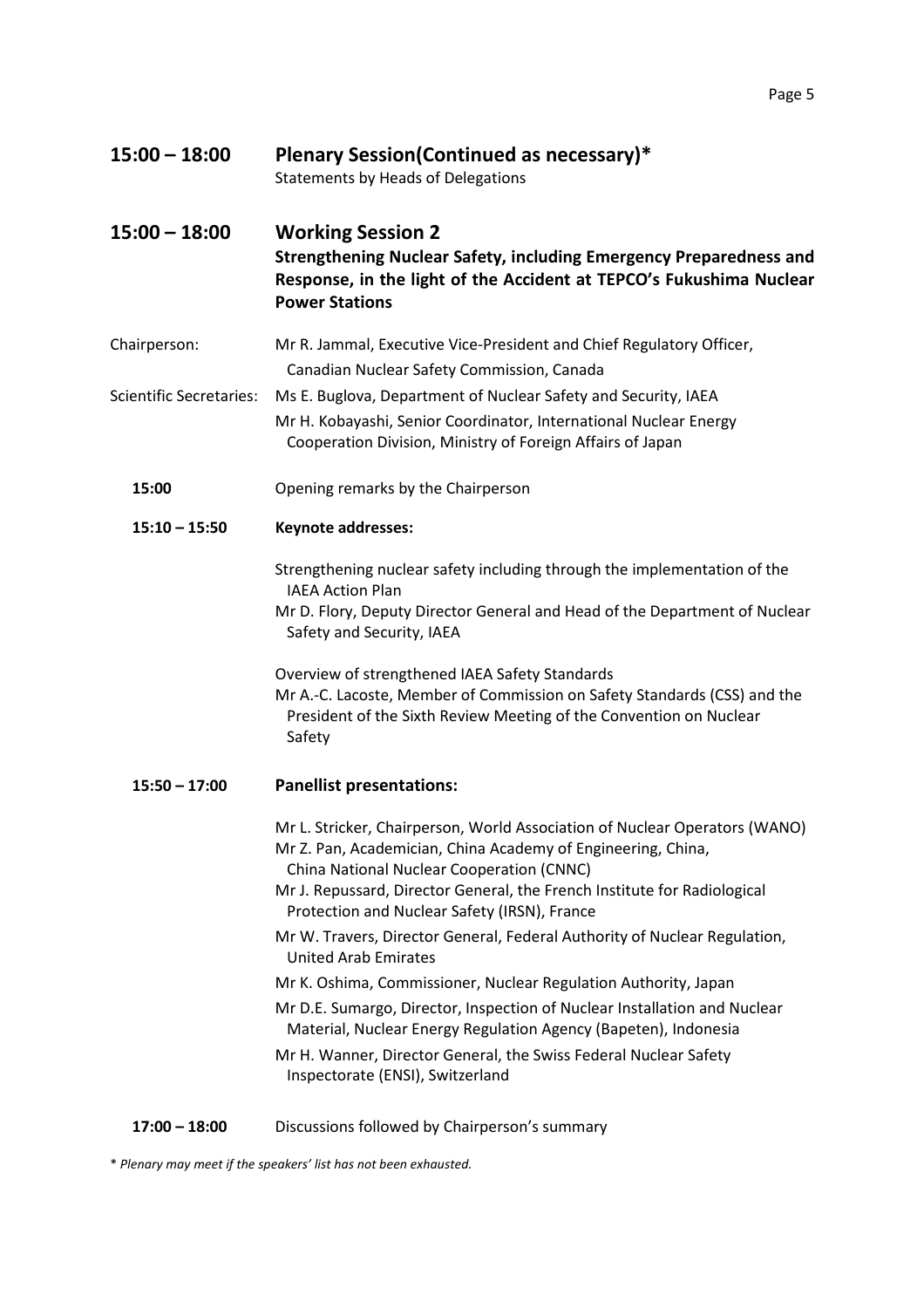## 15:00 – 18:00 Plenary Session(Continued as necessary)*

Statements by Heads of Delegations

## 15:00 – 18:00 Working Session 2

**Strengthening Nuclear Safety, including Emergency Preparedness and Response, in the light of the Accident at TEPCO's Fukushima Nuclear Power Stations**

Chairperson: Mr R. Jammal, Executive Vice-President and Chief Regulatory Officer, Canadian Nuclear Safety Commission, Canada

Scientific Secretaries: Ms E. Buglova, Department of Nuclear Safety and Security, IAEA
Mr H. Kobayashi, Senior Coordinator, International Nuclear Energy Cooperation Division, Ministry of Foreign Affairs of Japan

**15:00** Opening remarks by the Chairperson

**15:10 – 15:50 Keynote addresses:**

Strengthening nuclear safety including through the implementation of the IAEA Action Plan
Mr D. Flory, Deputy Director General and Head of the Department of Nuclear Safety and Security, IAEA

Overview of strengthened IAEA Safety Standards
Mr A.-C. Lacoste, Member of Commission on Safety Standards (CSS) and the President of the Sixth Review Meeting of the Convention on Nuclear Safety

**15:50 – 17:00 Panellist presentations:**

Mr L. Stricker, Chairperson, World Association of Nuclear Operators (WANO)
Mr Z. Pan, Academician, China Academy of Engineering, China, China National Nuclear Cooperation (CNNC)
Mr J. Repussard, Director General, the French Institute for Radiological Protection and Nuclear Safety (IRSN), France
Mr W. Travers, Director General, Federal Authority of Nuclear Regulation, United Arab Emirates
Mr K. Oshima, Commissioner, Nuclear Regulation Authority, Japan
Mr D.E. Sumargo, Director, Inspection of Nuclear Installation and Nuclear Material, Nuclear Energy Regulation Agency (Bapeten), Indonesia
Mr H. Wanner, Director General, the Swiss Federal Nuclear Safety Inspectorate (ENSI), Switzerland

**17:00 – 18:00** Discussions followed by Chairperson's summary

* *Plenary may meet if the speakers' list has not been exhausted.*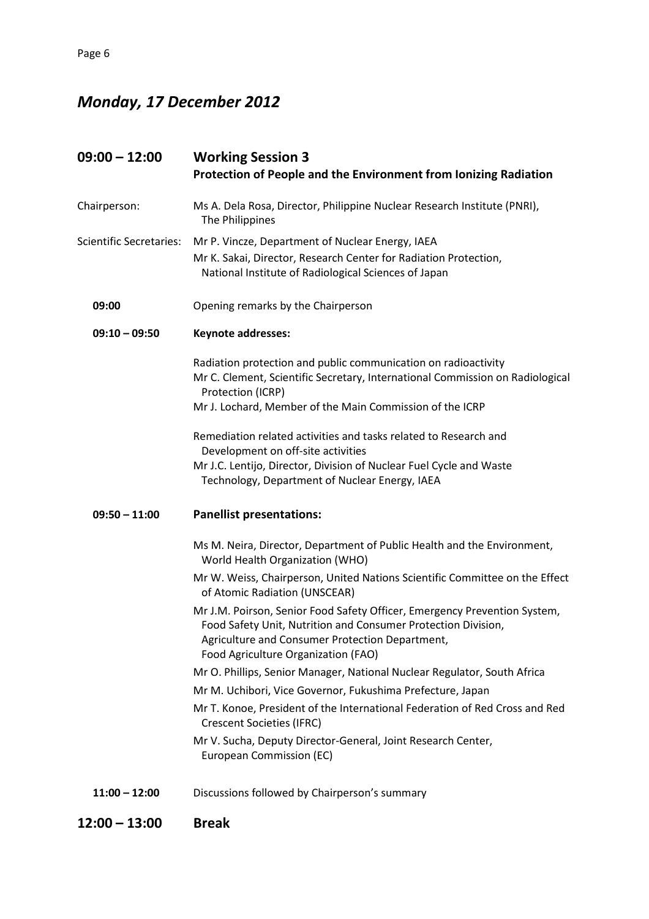# *Monday, 17 December 2012*

## 09:00 – 12:00 Working Session 3

**Protection of People and the Environment from Ionizing Radiation**

Chairperson: Ms A. Dela Rosa, Director, Philippine Nuclear Research Institute (PNRI), The Philippines

Scientific Secretaries: Mr P. Vincze, Department of Nuclear Energy, IAEA
Mr K. Sakai, Director, Research Center for Radiation Protection, National Institute of Radiological Sciences of Japan

**09:00** Opening remarks by the Chairperson

**09:10 – 09:50** **Keynote addresses:**

Radiation protection and public communication on radioactivity
Mr C. Clement, Scientific Secretary, International Commission on Radiological Protection (ICRP)
Mr J. Lochard, Member of the Main Commission of the ICRP

Remediation related activities and tasks related to Research and Development on off-site activities
Mr J.C. Lentijo, Director, Division of Nuclear Fuel Cycle and Waste Technology, Department of Nuclear Energy, IAEA

**09:50 – 11:00** **Panellist presentations:**

Ms M. Neira, Director, Department of Public Health and the Environment, World Health Organization (WHO)

Mr W. Weiss, Chairperson, United Nations Scientific Committee on the Effect of Atomic Radiation (UNSCEAR)

Mr J.M. Poirson, Senior Food Safety Officer, Emergency Prevention System, Food Safety Unit, Nutrition and Consumer Protection Division, Agriculture and Consumer Protection Department, Food Agriculture Organization (FAO)

Mr O. Phillips, Senior Manager, National Nuclear Regulator, South Africa

Mr M. Uchibori, Vice Governor, Fukushima Prefecture, Japan

Mr T. Konoe, President of the International Federation of Red Cross and Red Crescent Societies (IFRC)

Mr V. Sucha, Deputy Director-General, Joint Research Center, European Commission (EC)

**11:00 – 12:00** Discussions followed by Chairperson's summary

## 12:00 – 13:00 Break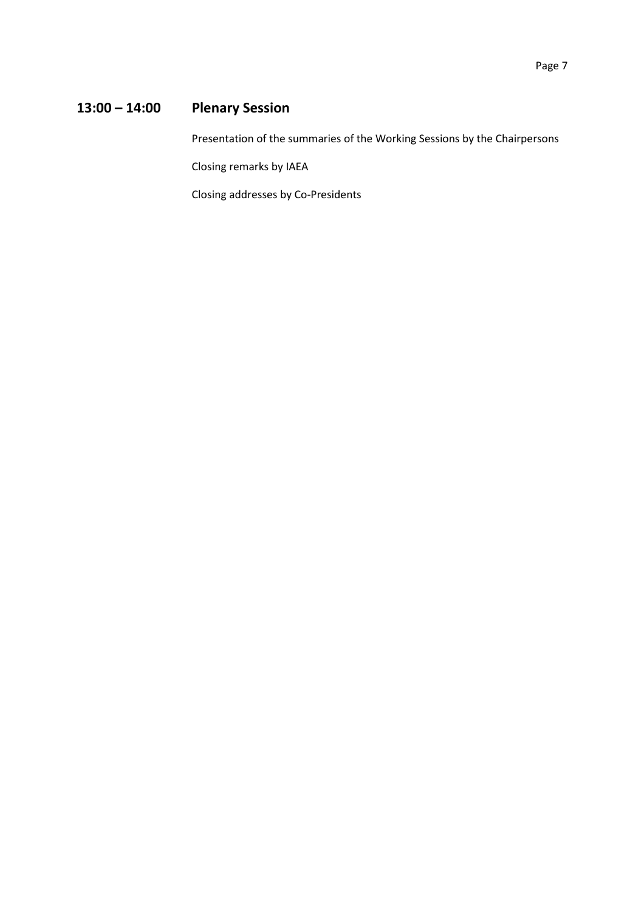## 13:00 – 14:00 Plenary Session

Presentation of the summaries of the Working Sessions by the Chairpersons

Closing remarks by IAEA

Closing addresses by Co-Presidents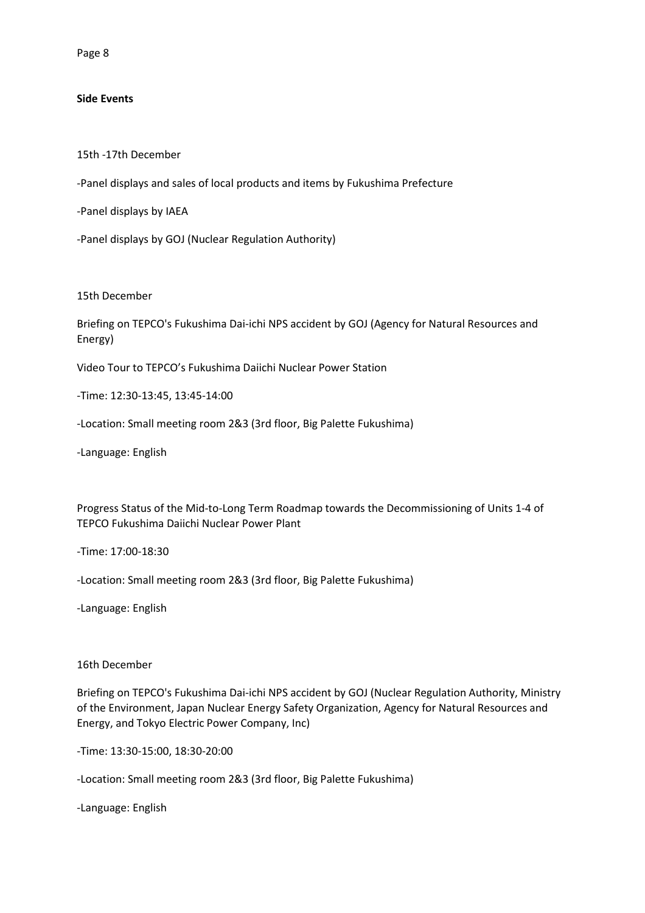**Side Events**

15th -17th December

-Panel displays and sales of local products and items by Fukushima Prefecture

-Panel displays by IAEA

-Panel displays by GOJ (Nuclear Regulation Authority)

15th December

Briefing on TEPCO's Fukushima Dai-ichi NPS accident by GOJ (Agency for Natural Resources and Energy)

Video Tour to TEPCO's Fukushima Daiichi Nuclear Power Station

-Time: 12:30-13:45, 13:45-14:00

-Location: Small meeting room 2&3 (3rd floor, Big Palette Fukushima)

-Language: English

Progress Status of the Mid-to-Long Term Roadmap towards the Decommissioning of Units 1-4 of TEPCO Fukushima Daiichi Nuclear Power Plant

-Time: 17:00-18:30

-Location: Small meeting room 2&3 (3rd floor, Big Palette Fukushima)

-Language: English

16th December

Briefing on TEPCO's Fukushima Dai-ichi NPS accident by GOJ (Nuclear Regulation Authority, Ministry of the Environment, Japan Nuclear Energy Safety Organization, Agency for Natural Resources and Energy, and Tokyo Electric Power Company, Inc)

-Time: 13:30-15:00, 18:30-20:00

-Location: Small meeting room 2&3 (3rd floor, Big Palette Fukushima)

-Language: English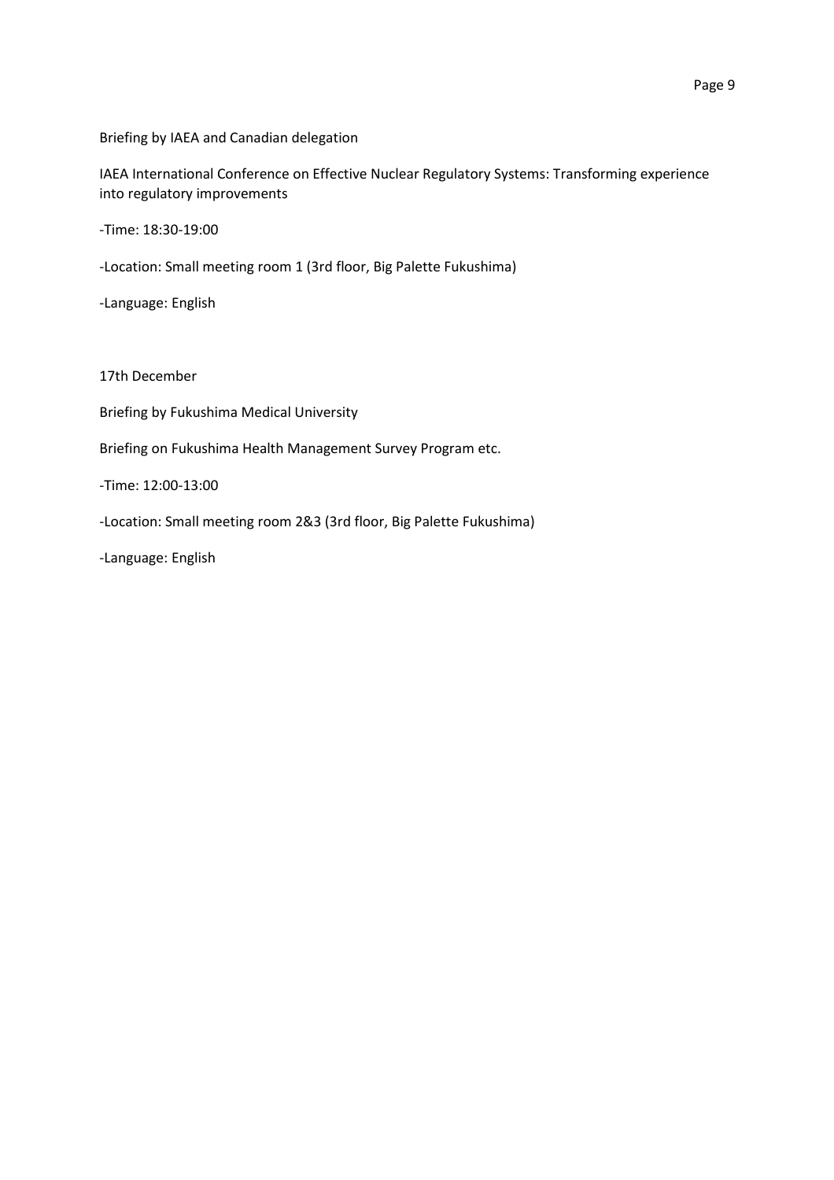Briefing by IAEA and Canadian delegation

IAEA International Conference on Effective Nuclear Regulatory Systems: Transforming experience into regulatory improvements

-Time: 18:30-19:00

-Location: Small meeting room 1 (3rd floor, Big Palette Fukushima)

-Language: English

17th December

Briefing by Fukushima Medical University

Briefing on Fukushima Health Management Survey Program etc.

-Time: 12:00-13:00

-Location: Small meeting room 2&3 (3rd floor, Big Palette Fukushima)

-Language: English